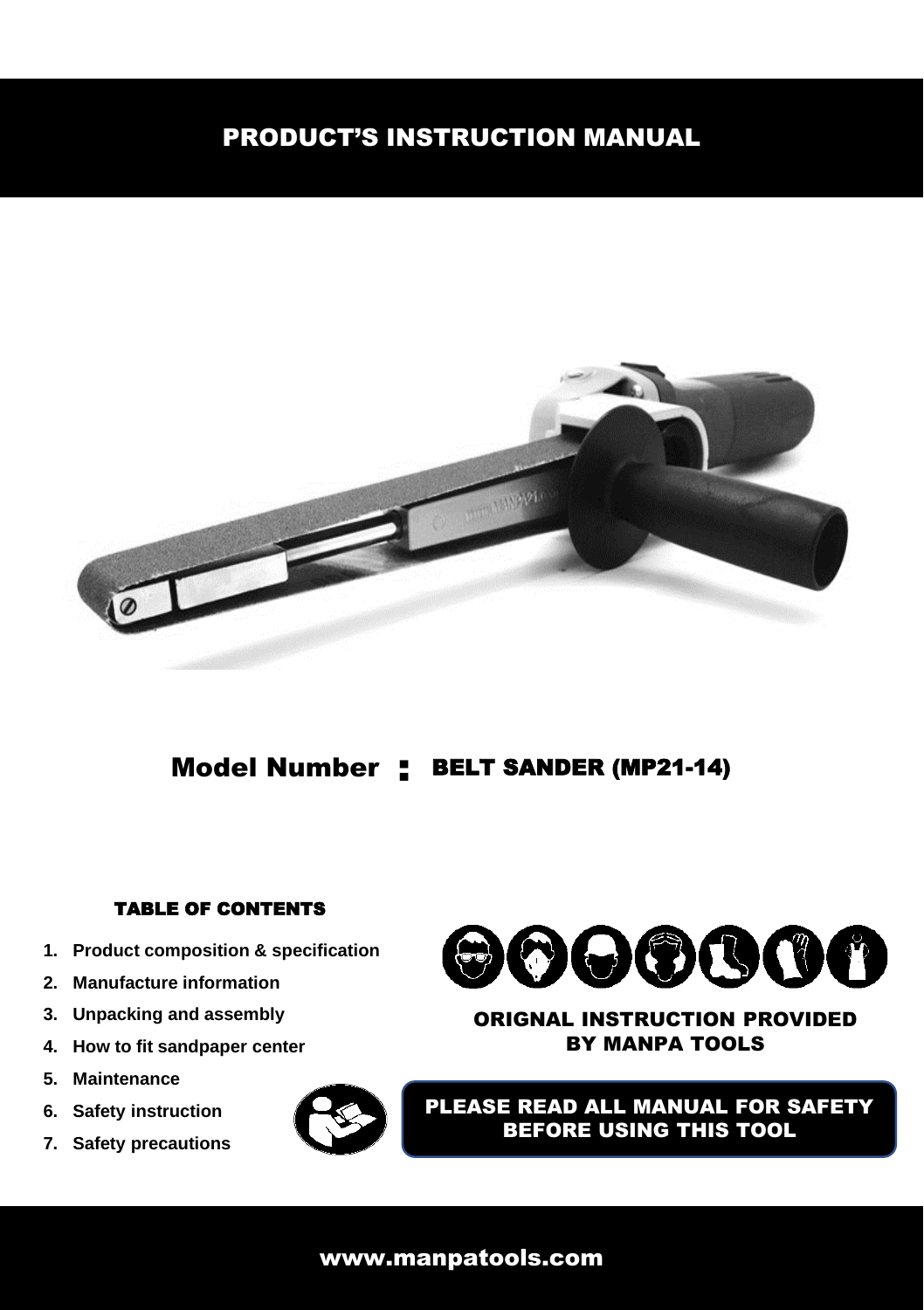# PRODUCT'S INSTRUCTION MANUAL

## Model Number : BELT SANDER (MP21-14)

### TABLE OF CONTENTS

1. **Product composition & specification**
2. **Manufacture information**
3. **Unpacking and assembly**
4. **How to fit sandpaper center**
5. **Maintenance**
6. **Safety instruction**
7. **Safety precautions**

**ORIGNAL INSTRUCTION PROVIDED BY MANPA TOOLS**

**PLEASE READ ALL MANUAL FOR SAFETY BEFORE USING THIS TOOL**

www.manpatools.com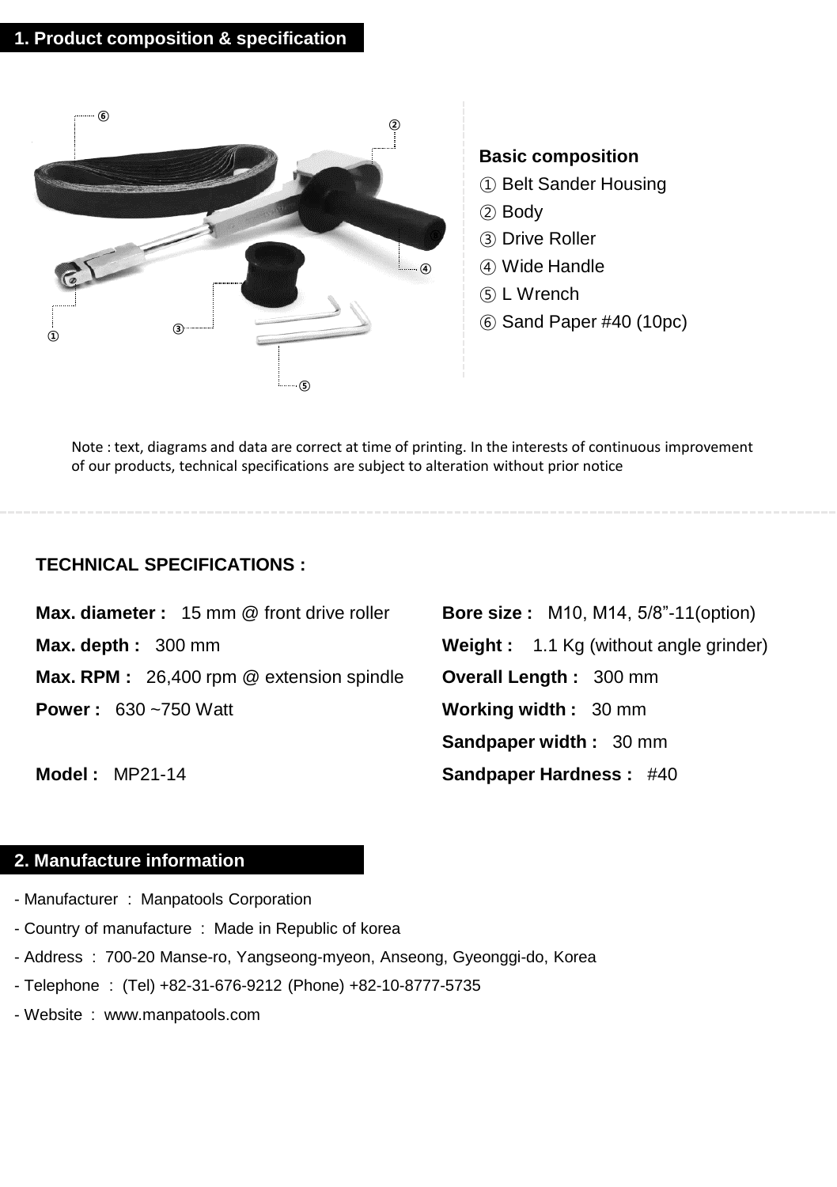## 1. Product composition & specification

**Basic composition**

① Belt Sander Housing
② Body
③ Drive Roller
④ Wide Handle
⑤ L Wrench
⑥ Sand Paper #40 (10pc)

Note : text, diagrams and data are correct at time of printing. In the interests of continuous improvement of our products, technical specifications are subject to alteration without prior notice

### TECHNICAL SPECIFICATIONS :

**Max. diameter :** 15 mm @ front drive roller

**Max. depth :** 300 mm

**Max. RPM :** 26,400 rpm @ extension spindle

**Power :** 630 ~750 Watt

**Model :** MP21-14

**Bore size :** M10, M14, 5/8”-11(option)

**Weight :** 1.1 Kg (without angle grinder)

**Overall Length :** 300 mm

**Working width :** 30 mm

**Sandpaper width :** 30 mm

**Sandpaper Hardness :** #40

## 2. Manufacture information

- Manufacturer : Manpatools Corporation
- Country of manufacture : Made in Republic of korea
- Address : 700-20 Manse-ro, Yangseong-myeon, Anseong, Gyeonggi-do, Korea
- Telephone : (Tel) +82-31-676-9212 (Phone) +82-10-8777-5735
- Website : www.manpatools.com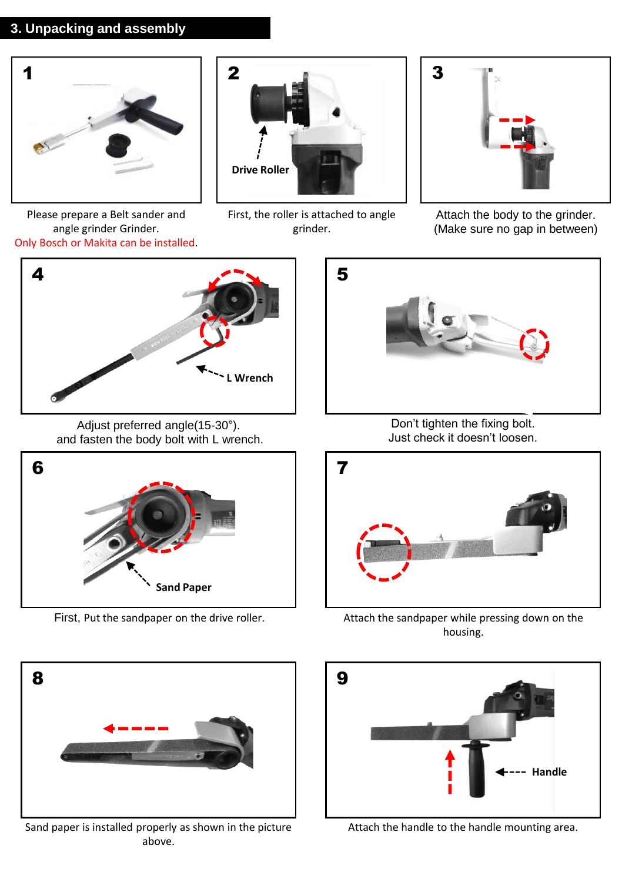## 3. Unpacking and assembly

**1**

Please prepare a Belt sander and angle grinder Grinder.
Only Bosch or Makita can be installed.

**2**

Drive Roller

First, the roller is attached to angle grinder.

**3**

Attach the body to the grinder.
(Make sure no gap in between)

**4**

L Wrench

Adjust preferred angle(15-30°).
and fasten the body bolt with L wrench.

**5**

Don't tighten the fixing bolt.
Just check it doesn't loosen.

**6**

Sand Paper

First, Put the sandpaper on the drive roller.

**7**

Attach the sandpaper while pressing down on the housing.

**8**

Sand paper is installed properly as shown in the picture above.

**9**

Handle

Attach the handle to the handle mounting area.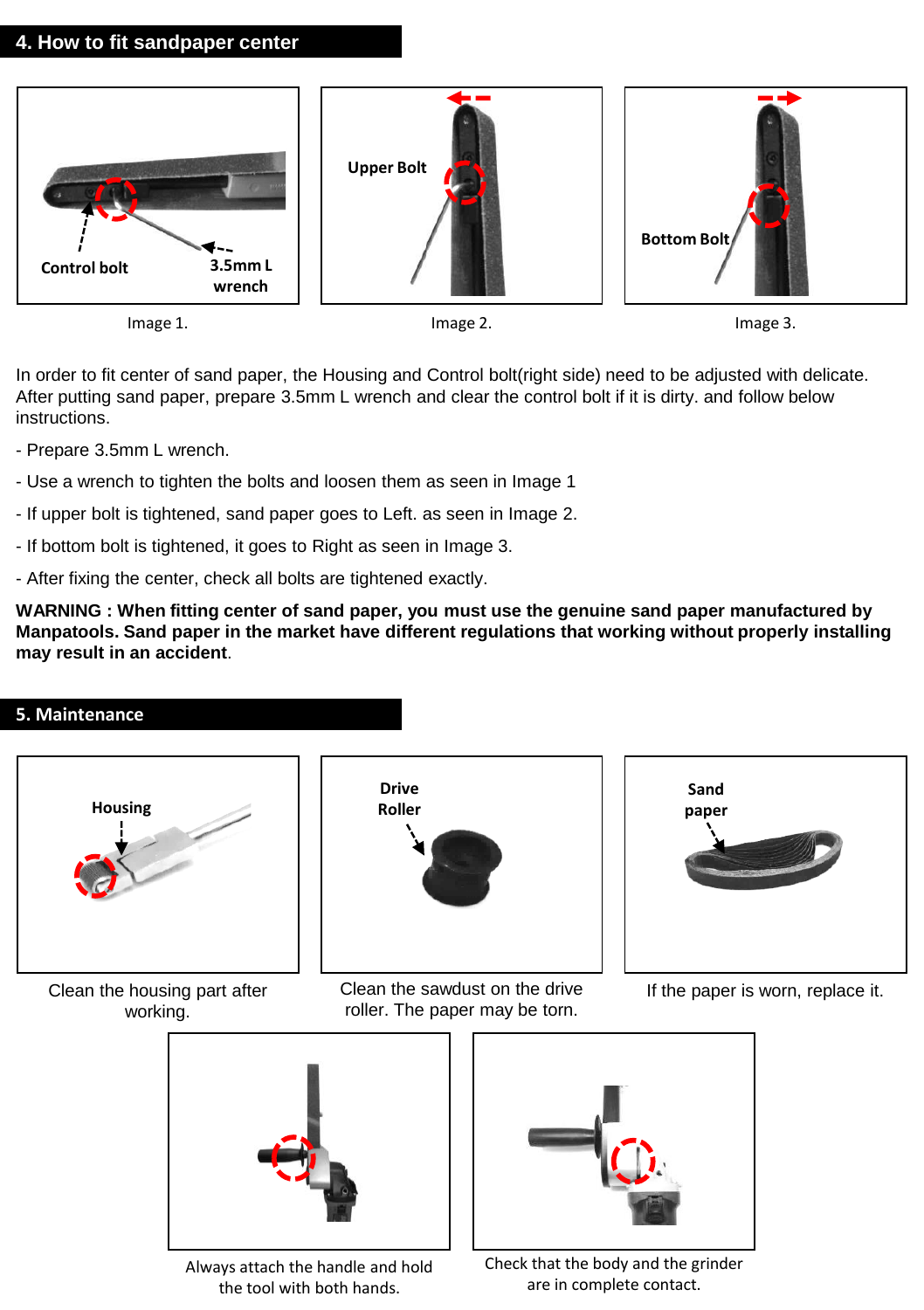## 4. How to fit sandpaper center

Control bolt

3.5mm L wrench

Image 1.

Upper Bolt

Image 2.

Bottom Bolt

Image 3.

In order to fit center of sand paper, the Housing and Control bolt(right side) need to be adjusted with delicate. After putting sand paper, prepare 3.5mm L wrench and clear the control bolt if it is dirty. and follow below instructions.

- Prepare 3.5mm L wrench.
- Use a wrench to tighten the bolts and loosen them as seen in Image 1
- If upper bolt is tightened, sand paper goes to Left. as seen in Image 2.
- If bottom bolt is tightened, it goes to Right as seen in Image 3.
- After fixing the center, check all bolts are tightened exactly.

**WARNING : When fitting center of sand paper, you must use the genuine sand paper manufactured by Manpatools. Sand paper in the market have different regulations that working without properly installing may result in an accident**.

## 5. Maintenance

Housing

Clean the housing part after working.

Drive Roller

Clean the sawdust on the drive roller. The paper may be torn.

Sand paper

If the paper is worn, replace it.

Always attach the handle and hold the tool with both hands.

Check that the body and the grinder are in complete contact.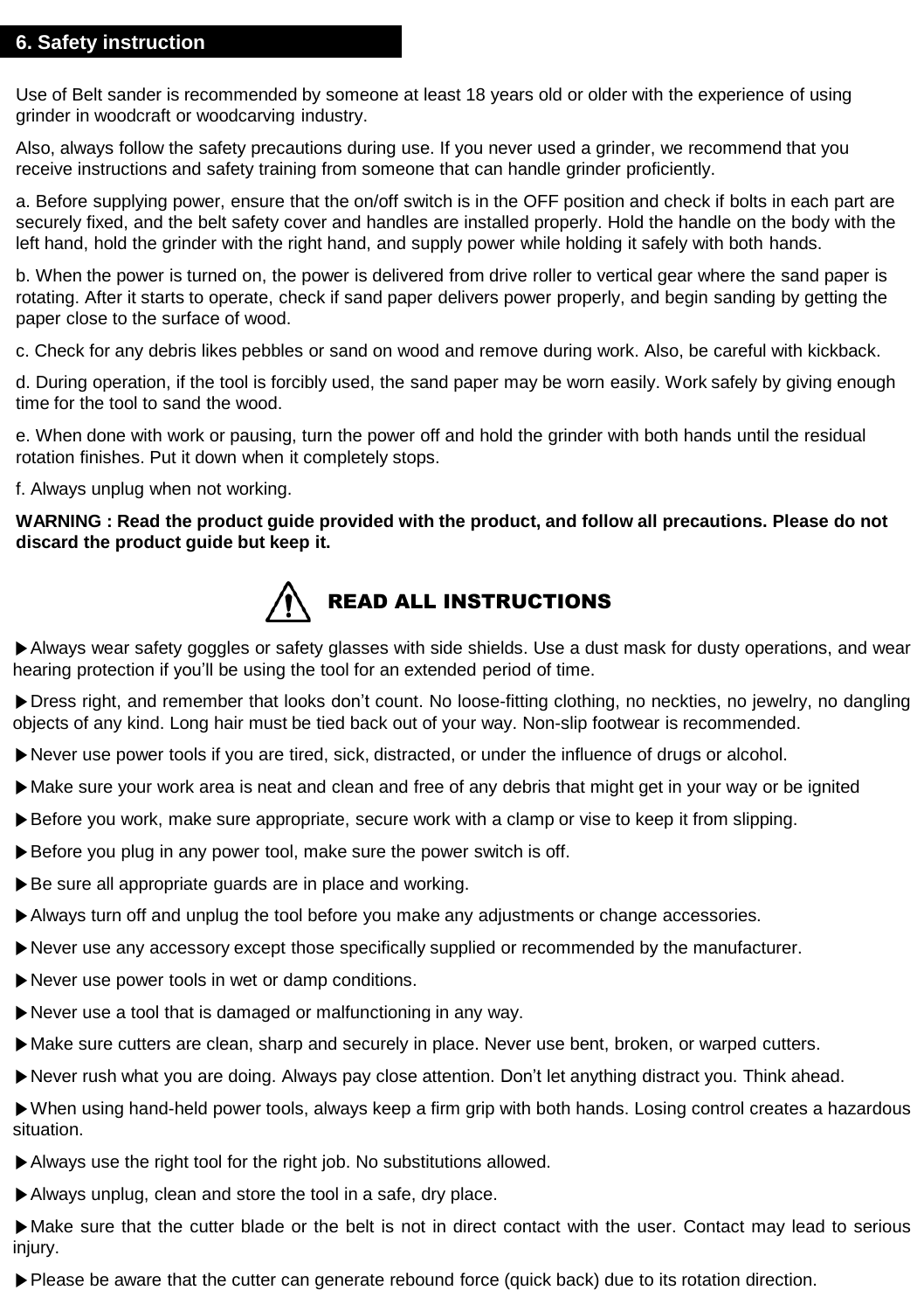## 6. Safety instruction

Use of Belt sander is recommended by someone at least 18 years old or older with the experience of using grinder in woodcraft or woodcarving industry.

Also, always follow the safety precautions during use. If you never used a grinder, we recommend that you receive instructions and safety training from someone that can handle grinder proficiently.

a. Before supplying power, ensure that the on/off switch is in the OFF position and check if bolts in each part are securely fixed, and the belt safety cover and handles are installed properly. Hold the handle on the body with the left hand, hold the grinder with the right hand, and supply power while holding it safely with both hands.

b. When the power is turned on, the power is delivered from drive roller to vertical gear where the sand paper is rotating. After it starts to operate, check if sand paper delivers power properly, and begin sanding by getting the paper close to the surface of wood.

c. Check for any debris likes pebbles or sand on wood and remove during work. Also, be careful with kickback.

d. During operation, if the tool is forcibly used, the sand paper may be worn easily. Work safely by giving enough time for the tool to sand the wood.

e. When done with work or pausing, turn the power off and hold the grinder with both hands until the residual rotation finishes. Put it down when it completely stops.

f. Always unplug when not working.

**WARNING : Read the product guide provided with the product, and follow all precautions. Please do not discard the product guide but keep it.**

### ⚠ READ ALL INSTRUCTIONS

▶Always wear safety goggles or safety glasses with side shields. Use a dust mask for dusty operations, and wear hearing protection if you'll be using the tool for an extended period of time.

▶Dress right, and remember that looks don't count. No loose-fitting clothing, no neckties, no jewelry, no dangling objects of any kind. Long hair must be tied back out of your way. Non-slip footwear is recommended.

▶Never use power tools if you are tired, sick, distracted, or under the influence of drugs or alcohol.

▶Make sure your work area is neat and clean and free of any debris that might get in your way or be ignited

▶Before you work, make sure appropriate, secure work with a clamp or vise to keep it from slipping.

▶Before you plug in any power tool, make sure the power switch is off.

▶Be sure all appropriate guards are in place and working.

▶Always turn off and unplug the tool before you make any adjustments or change accessories.

▶Never use any accessory except those specifically supplied or recommended by the manufacturer.

▶Never use power tools in wet or damp conditions.

▶Never use a tool that is damaged or malfunctioning in any way.

▶Make sure cutters are clean, sharp and securely in place. Never use bent, broken, or warped cutters.

▶Never rush what you are doing. Always pay close attention. Don't let anything distract you. Think ahead.

▶When using hand-held power tools, always keep a firm grip with both hands. Losing control creates a hazardous situation.

▶Always use the right tool for the right job. No substitutions allowed.

▶Always unplug, clean and store the tool in a safe, dry place.

▶Make sure that the cutter blade or the belt is not in direct contact with the user. Contact may lead to serious injury.

▶Please be aware that the cutter can generate rebound force (quick back) due to its rotation direction.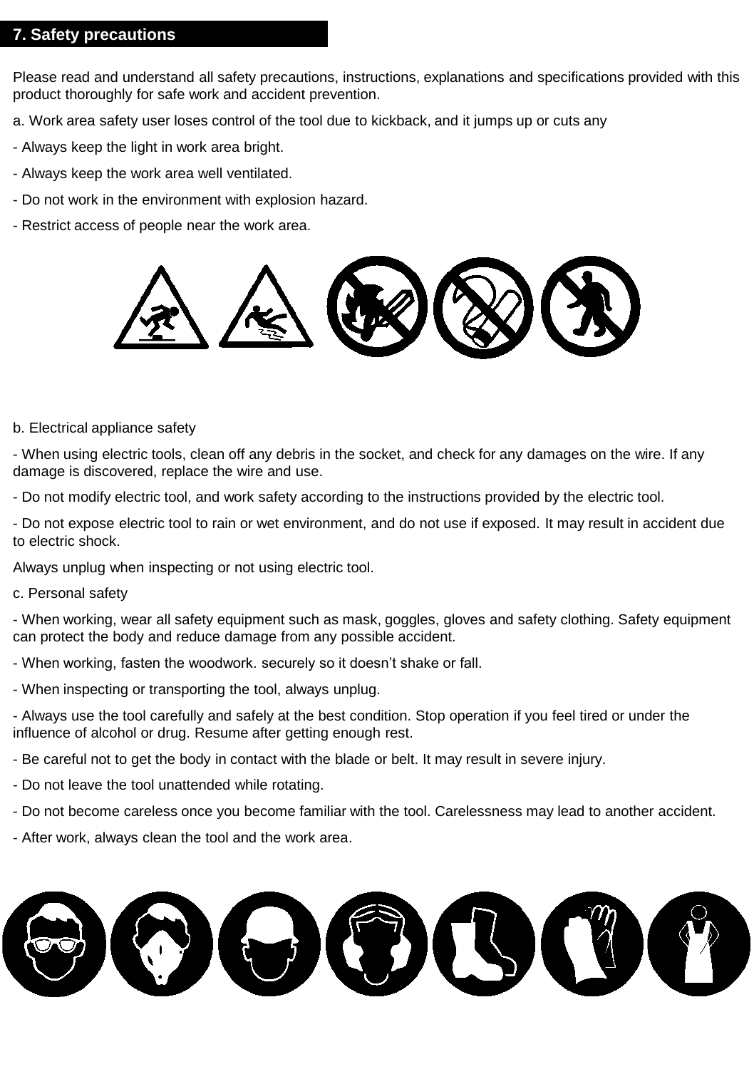## 7. Safety precautions

Please read and understand all safety precautions, instructions, explanations and specifications provided with this product thoroughly for safe work and accident prevention.

a. Work area safety user loses control of the tool due to kickback, and it jumps up or cuts any

- Always keep the light in work area bright.
- Always keep the work area well ventilated.
- Do not work in the environment with explosion hazard.
- Restrict access of people near the work area.

b. Electrical appliance safety

- When using electric tools, clean off any debris in the socket, and check for any damages on the wire. If any damage is discovered, replace the wire and use.
- Do not modify electric tool, and work safety according to the instructions provided by the electric tool.
- Do not expose electric tool to rain or wet environment, and do not use if exposed. It may result in accident due to electric shock.

Always unplug when inspecting or not using electric tool.

c. Personal safety

- When working, wear all safety equipment such as mask, goggles, gloves and safety clothing. Safety equipment can protect the body and reduce damage from any possible accident.
- When working, fasten the woodwork. securely so it doesn't shake or fall.
- When inspecting or transporting the tool, always unplug.
- Always use the tool carefully and safely at the best condition. Stop operation if you feel tired or under the influence of alcohol or drug. Resume after getting enough rest.
- Be careful not to get the body in contact with the blade or belt. It may result in severe injury.
- Do not leave the tool unattended while rotating.
- Do not become careless once you become familiar with the tool. Carelessness may lead to another accident.
- After work, always clean the tool and the work area.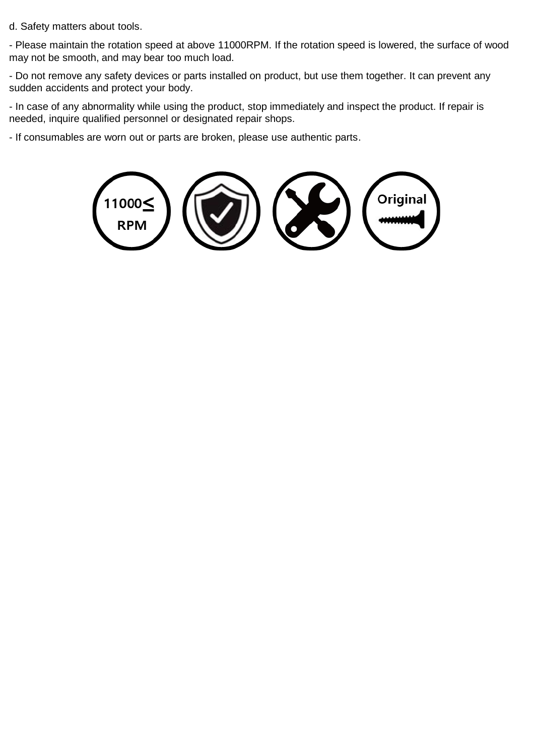d. Safety matters about tools.

- Please maintain the rotation speed at above 11000RPM. If the rotation speed is lowered, the surface of wood may not be smooth, and may bear too much load.
- Do not remove any safety devices or parts installed on product, but use them together. It can prevent any sudden accidents and protect your body.
- In case of any abnormality while using the product, stop immediately and inspect the product. If repair is needed, inquire qualified personnel or designated repair shops.
- If consumables are worn out or parts are broken, please use authentic parts.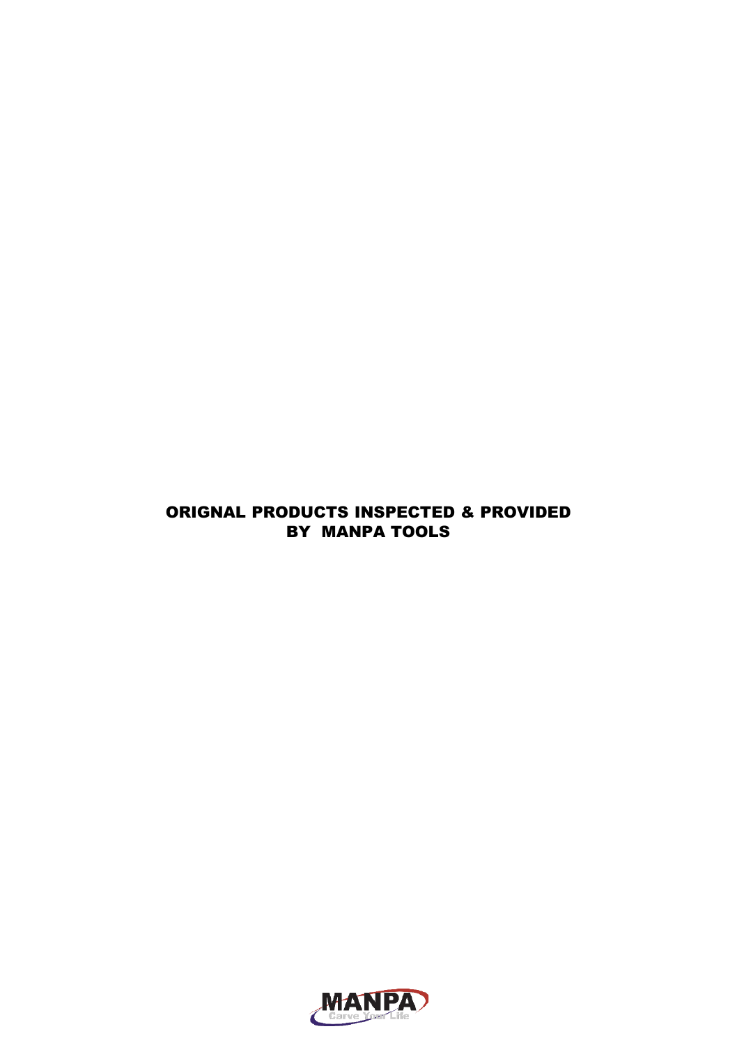**ORIGNAL PRODUCTS INSPECTED & PROVIDED BY MANPA TOOLS**

MANPA
Carve Your Life